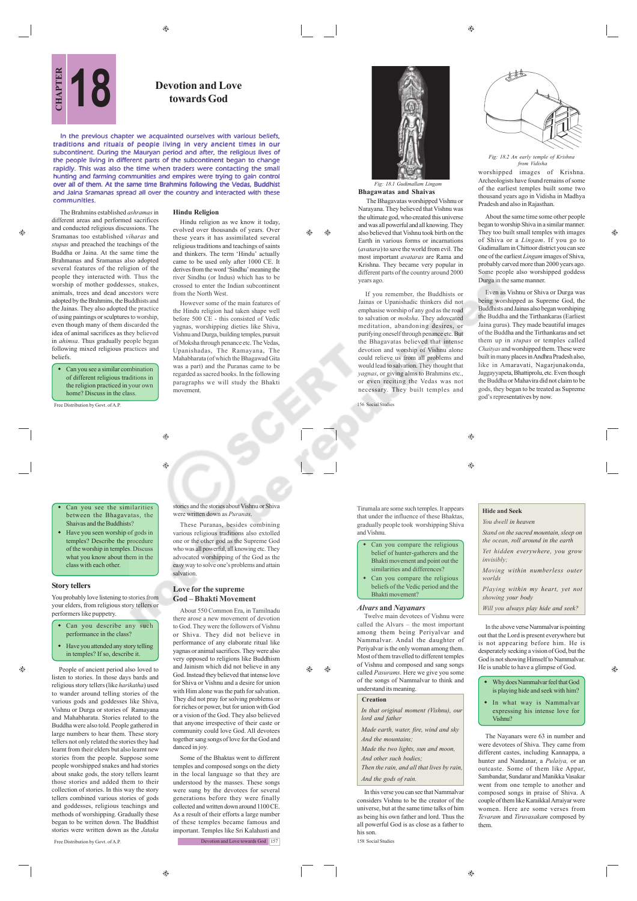# CHAPTER 18

# Devotion and Love towards God

In the previous chapter we acquainted ourselves with various beliefs, traditions and rituals of people living in very ancient times in our subcontinent. During the Mauryan period and after, the religious lives of the people living in different parts of the subcontinent began to change rapidly. This was also the time when traders were contacting the small hunting and farming communities and empires were trying to gain control over all of them. At the same time Brahmins following the Vedas, Buddhist and Jaina Sramanas spread all over the country and interacted with these communities.

The Brahmins established *ashramas* in different areas and performed sacrifices and conducted religious discussions. The Sramanas too established *viharas* and *stupas* and preached the teachings of the Buddha or Jaina. At the same time the Brahmanas and Sramanas also adopted several features of the religion of the people they interacted with. Thus the worship of mother goddesses, snakes, animals, trees and dead ancestors were adopted by the Brahmins, the Buddhists and the Jainas. They also adopted the practice of using paintings or sculptures to worship, even though many of them discarded the idea of animal sacrifices as they believed in *ahimsa*. Thus gradually people began following mixed religious practices and beliefs.

- Can you see a similar combination of different religious traditions in the religion practiced in your own home? Discuss in the class.

## Hindu Religion

Hindu religion as we know it today, evolved over thousands of years. Over these years it has assimilated several religious traditions and teachings of saints and thinkers. The term 'Hindu' actually came to be used only after 1000 CE. It derives from the word 'Sindhu' meaning the river Sindhu (or Indus) which has to be crossed to enter the Indian subcontinent from the North West.

However some of the main features of the Hindu religion had taken shape well before 500 CE - this consisted of Vedic yagnas, worshipping dieties like Shiva, Vishnu and Durga, building temples, pursuit of Moksha through penance etc. The Vedas, Upanishadas, The Ramayana, The Mahabharata (of which the Bhagawad Gita was a part) and the Puranas came to be regarded as sacred books. In the following paragraphs we will study the Bhakti movement.

Fig: 18.1 Gudimallam Lingam

## Bhagawatas and Shaivas

The Bhagavatas worshipped Vishnu or Narayana. They believed that Vishnu was the ultimate god, who created this universe and was all powerful and all knowing. They also believed that Vishnu took birth on the Earth in various forms or incarnations (*avatara*) to save the world from evil. The most important *avataras* are Rama and Krishna. They became very popular in different parts of the country around 2000 years ago.

If you remember, the Buddhists or Jainas or Upanishadic thinkers did not emphasise worship of any god as the road to salvation or *moksha*. They advocated meditation, abandoning desires, or purifying oneself through penance etc. But the Bhagavatas believed that intense devotion and worship of Vishnu alone could relieve us from all problems and would lead to salvation. They thought that *yagnas*, or giving alms to Brahmins etc., or even reciting the Vedas was not necessary. They built temples and worshipped images of Krishna. Archeologists have found remains of some of the earliest temples built some two thousand years ago in Vidisha in Madhya Pradesh and also in Rajasthan.

Fig: 18.2 An early temple of Krishna from Vidisha

About the same time some other people began to worship Shiva in a similar manner. They too built small temples with images of Shiva or a *Lingam*. If you go to Gudimallam in Chittoor district you can see one of the earliest *Lingam* images of Shiva, probably carved more than 2000 years ago. Some people also worshipped goddess Durga in the same manner.

Even as Vishnu or Shiva or Durga was being worshipped as Supreme God, the Buddhists and Jainas also began worshiping the Buddha and the Tirthankaras (Earliest Jaina gurus). They made beautiful images of the Buddha and the Tirthankaras and set them up in *stupas* or temples called *Chaityas* and worshipped them. These were built in many places in Andhra Pradesh also, like in Amaravati, Nagarjunakonda, Jaggayyapeta, Bhattiprolu, etc. Even though the Buddha or Mahavira did not claim to be gods, they began to be treated as Supreme god's representatives by now.

- Can you see the similarities between the Bhagavatas, the Shaivas and the Buddhists?
- Have you seen worship of gods in temples? Describe the procedure of the worship in temples. Discuss what you know about them in the class with each other.

## Story tellers

You probably love listening to stories from your elders, from religious story tellers or performers like puppetry.

- Can you describe any such performance in the class?
- Have you attended any story telling in temples? If so, describe it.

People of ancient period also loved to listen to stories. In those days bards and religious story tellers (like *harikatha*) used to wander around telling stories of the various gods and goddesses like Shiva, Vishnu or Durga or stories of Ramayana and Mahabharata. Stories related to the Buddha were also told. People gathered in large numbers to hear them. These story tellers not only related the stories they had learnt from their elders but also learnt new stories from the people. Suppose some people worshipped snakes and had stories about snake gods, the story tellers learnt those stories and added them to their collection of stories. In this way the story tellers combined various stories of gods and goddesses, religious teachings and methods of worshipping. Gradually these began to be written down. The Buddhist stories were written down as the *Jataka* stories and the stories about Vishnu or Shiva were written down as *Puranas*.

These Puranas, besides combining various religious traditions also extolled one or the other god as the Supreme God who was all powerful, all knowing etc. They advocated worshipping of the God as the easy way to solve one's problems and attain salvation.

## Love for the supreme God – Bhakti Movement

About 550 Common Era, in Tamilnadu there arose a new movement of devotion to God. They were the followers of Vishnu or Shiva. They did not believe in performance of any elaborate ritual like yagnas or animal sacrifices. They were also very opposed to religions like Buddhism and Jainism which did not believe in any God. Instead they believed that intense love for Shiva or Vishnu and a desire for union with Him alone was the path for salvation. They did not pray for solving problems or for riches or power, but for union with God or a vision of the God. They also believed that anyone irrespective of their caste or community could love God. All devotees together sang songs of love for the God and danced in joy.

Some of the Bhaktas went to different temples and composed songs on the diety in the local language so that they are understood by the masses. These songs were sung by the devotees for several generations before they were finally collected and written down around 1100 CE. As a result of their efforts a large number of these temples became famous and important. Temples like Sri Kalahasti and Tirumala are some such temples. It appears that under the influence of these Bhaktas, gradually people took worshipping Shiva and Vishnu.

- Can you compare the religious belief of hunter-gatherers and the Bhakti movement and point out the similarities and differences?
- Can you compare the religious beliefs of the Vedic period and the Bhakti movement?

## *Alvars* and *Nayanars*

Twelve main devotees of Vishnu were called the Alvars – the most important among them being Periyalvar and Nammalvar. Andal the daughter of Periyalvar is the only woman among them. Most of them travelled to different temples of Vishnu and composed and sang songs called *Pasurams*. Here we give you some of the songs of Nammalvar to think and understand its meaning.

> **Creation**
>
> *In that original moment (Vishnu), our lord and father*
>
> *Made earth, water, fire, wind and sky*
>
> *And the mountains;*
>
> *Made the two lights, sun and moon,*
>
> *And other such bodies;*
>
> *Then the rain, and all that lives by rain,*
>
> *And the gods of rain.*

In this verse you can see that Nammalvar considers Vishnu to be the creator of the universe, but at the same time talks of him as being his own father and lord. Thus the all powerful God is as close as a father to his son.

> **Hide and Seek**
>
> *You dwell in heaven*
>
> *Stand on the sacred mountain, sleep on the ocean, roll around in the earth*
>
> *Yet hidden everywhere, you grow invisibly;*
>
> *Moving within numberless outer worlds*
>
> *Playing within my heart, yet not showing your body*
>
> *Will you always play hide and seek?*

In the above verse Nammalvar is pointing out that the Lord is present everywhere but is not appearing before him. He is desperately seeking a vision of God, but the God is not showing Himself to Nammalvar. He is unable to have a glimpse of God.

- Why does Nammalvar feel that God is playing hide and seek with him?
- In what way is Nammalvar expressing his intense love for Vishnu?

The Nayanars were 63 in number and were devotees of Shiva. They came from different castes, including Kannappa, a hunter and Nandanar, a *Pulaiya,* or an outcaste. Some of them like Appar, Sambandar, Sundarar and Manikka Vasakar went from one temple to another and composed songs in praise of Shiva. A couple of them like Karaikkal Arraiyar were women. Here are some verses from *Tevaram* and *Tiruvasakam* composed by them.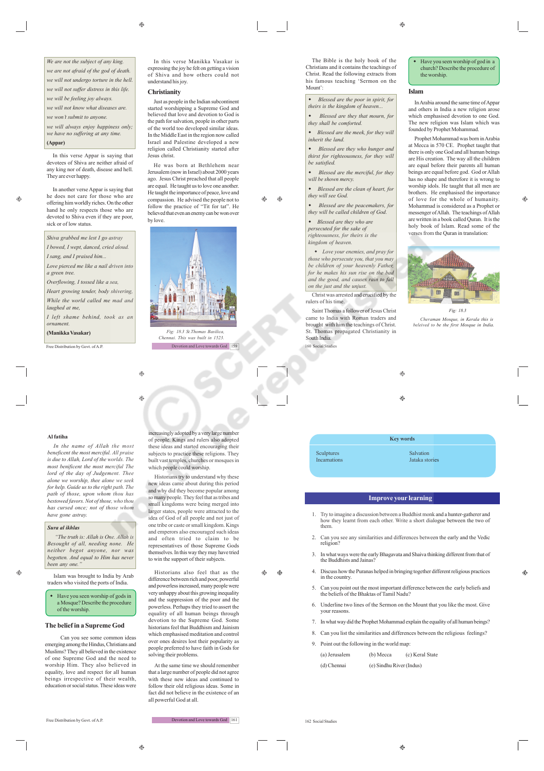*We are not the subject of any king.*
*we are not afraid of the god of death.*
*we will not undergo torture in the hell.*
*we will not suffer distress in this life.*
*we will be feeling joy always.*
*we will not know what diseases are.*
*we won't submit to anyone.*
*we will always enjoy happiness only; we have no suffering at any time.*

**(Appar)**

In this verse Appar is saying that devotees of Shiva are neither afraid of any king nor of death, disease and hell. They are ever happy.

In another verse Appar is saying that he does not care for those who are offering him worldly riches. On the other hand he only respects those who are devoted to Shiva even if they are poor, sick or of low status.

*Shiva grabbed me lest I go astray*
*I bowed, I wept, danced, cried aloud.*
*I sang, and I praised him...*
*Love pierced me like a nail driven into a green tree.*
*Overflowing, I tossed like a sea,*
*Heart growing tender, body shivering,*
*While the world called me mad and laughed at me,*
*I left shame behind, took as an ornament.*

**(Manikka Vasakar)**

In this verse Manikka Vasakar is expressing the joy he felt on getting a vision of Shiva and how others could not understand his joy.

## Christianity

Just as people in the Indian subcontinent started worshipping a Supreme God and believed that love and devotion to God is the path for salvation, people in other parts of the world too developed similar ideas. In the Middle East in the region now called Israel and Palestine developed a new religion called Christianity started after Jesus christ.

He was born at Bethlehem near Jerusalem (now in Israel) about 2000 years ago. Jesus Christ preached that all people are equal. He taught us to love one another. He taught the importance of peace, love and compassion. He advised the people not to follow the practice of "Tit for tat". He believed that even an enemy can be won over by love.

Fig: 18.3 St.Thomas Basilica, Chennai. This was built in 1523.

The Bible is the holy book of the Christians and it contains the teachings of Christ. Read the following extracts from his famous teaching 'Sermon on the Mount':

- *Blessed are the poor in spirit, for theirs is the kingdom of heaven...*
- *Blessed are they that mourn, for they shall be comforted.*
- *Blessed are the meek, for they will inherit the land.*
- *Blessed are they who hunger and thirst for righteousness, for they will be satisfied.*
- *Blessed are the merciful, for they will be shown mercy.*
- *Blessed are the clean of heart, for they will see God.*
- *Blessed are the peacemakers, for they will be called children of God.*
- *Blessed are they who are persecuted for the sake of righteousness, for theirs is the kingdom of heaven.*
- *Love your enemies, and pray for those who persecute you, that you may be children of your heavenly Father, for he makes his sun rise on the bad and the good, and causes rain to fall on the just and the unjust.*

Christ was arrested and crucified by the rulers of his time.

Saint Thomas a follower of Jesus Christ came to India with Roman traders and brought with him the teachings of Christ. St. Thomas propagated Christianity in South India.

- Have you seen worship of god in a church? Describe the procedure of the worship.

## Islam

In Arabia around the same time of Appar and others in India a new religion arose which emphasised devotion to one God. The new religion was Islam which was founded by Prophet Mohammad.

Prophet Mohammad was born in Arabia at Mecca in 570 CE. Prophet taught that there is only one God and all human beings are His creation. The way all the children are equal before their parents all human beings are equal before god. God or Allah has no shape and therefore it is wrong to worship idols. He taught that all men are brothers. He emphasised the importance of love for the whole of humanity. Mohammad is considered as a Prophet or messenger of Allah. The teachings of Allah are written in a book called Quran. It is the holy book of Islam. Read some of the verses from the Quran in translation:

Fig: 18.3

Cheraman Mosque, in Kerala this is believed to be the first Mosque in India.

**Al fatiha**

*In the name of Allah the most beneficent the most merciful. All praise is due to Allah, Lord of the worlds. The most beneficent the most merciful The lord of the day of Judgement. Thee alone we worship, thee alone we seek for help. Guide us to the right path. The path of those, upon whom thou has bestowed favors. Not of those, who thou has cursed once; not of those whom have gone astray.*

**Sura al ikhlas**

*"The truth is: Allah is One. Allah is Besought of all, needing none. He neither begot anyone, nor was begotten. And equal to Him has never been any one."*

Islam was brought to India by Arab traders who visited the ports of India.

- Have you seen worship of gods in a Mosque? Describe the procedure of the worship.

## The belief in a Supreme God

Can you see some common ideas emerging among the Hindus, Christians and Muslims? They all believed in the existence of one Supreme God and the need to worship Him. They also believed in equality, love and respect for all human beings irrespective of their wealth, education or social status. These ideas were increasingly adopted by a very large number of people. Kings and rulers also adopted these ideas and started encouraging their subjects to practice these religions. They built vast temples, churches or mosques in which people could worship.

Historians try to understand why these new ideas came about during this period and why did they become popular among so many people. They feel that as tribes and small kingdoms were being merged into larger states, people were attracted to the idea of God of all people and not just of one tribe or caste or small kingdom. Kings and emperors also encouraged such ideas and often tried to claim to be representatives of those Supreme Gods themselves. In this way they may have tried to win the support of their subjects.

Historians also feel that as the difference between rich and poor, powerful and powerless increased, many people were very unhappy about this growing inequality and the suppression of the poor and the powerless. Perhaps they tried to assert the equality of all human beings through devotion to the Supreme God. Some historians feel that Buddhism and Jainism which emphasised meditation and control over ones desires lost their popularity as people preferred to have faith in Gods for solving their problems.

At the same time we should remember that a large number of people did not agree with these new ideas and continued to follow their old religious ideas. Some in fact did not believe in the existence of an all powerful God at all.

| Key words | |
|---|---|
| Sculptures | Salvation |
| Incarnations | Jataka stories |

## Improve your learning

1. Try to imagine a discussion between a Buddhist monk and a hunter-gatherer and how they learnt from each other. Write a short dialogue between the two of them.
2. Can you see any similarities and differences between the early and the Vedic religion?
3. In what ways were the early Bhagavata and Shaiva thinking different from that of the Buddhists and Jainas?
4. Discuss how the Puranas helped in bringing together different religious practices in the country.
5. Can you point out the most important difference between the early beliefs and the beliefs of the Bhaktas of Tamil Nadu?
6. Underline two lines of the Sermon on the Mount that you like the most. Give your reasons.
7. In what way did the Prophet Mohammad explain the equality of all human beings?
8. Can you list the similarities and differences between the religious feelings?
9. Point out the following in the world map:

   (a) Jerusalem (b) Mecca (c) Keral State
   (d) Chennai (e) Sindhu River (Indus)